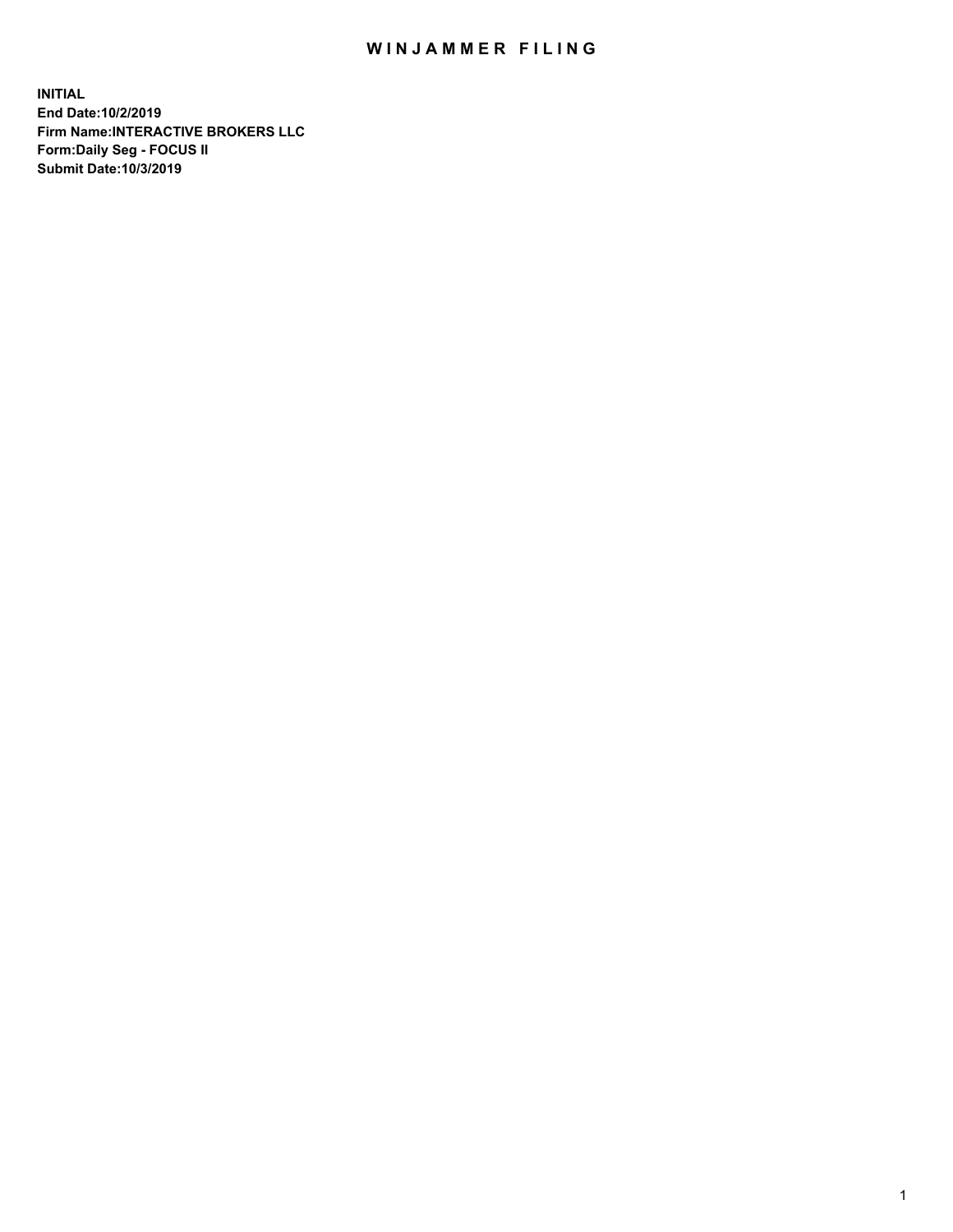# WINJAMMER FILING

**INITIAL**
**End Date:10/2/2019**
**Firm Name:INTERACTIVE BROKERS LLC**
**Form:Daily Seg - FOCUS II**
**Submit Date:10/3/2019**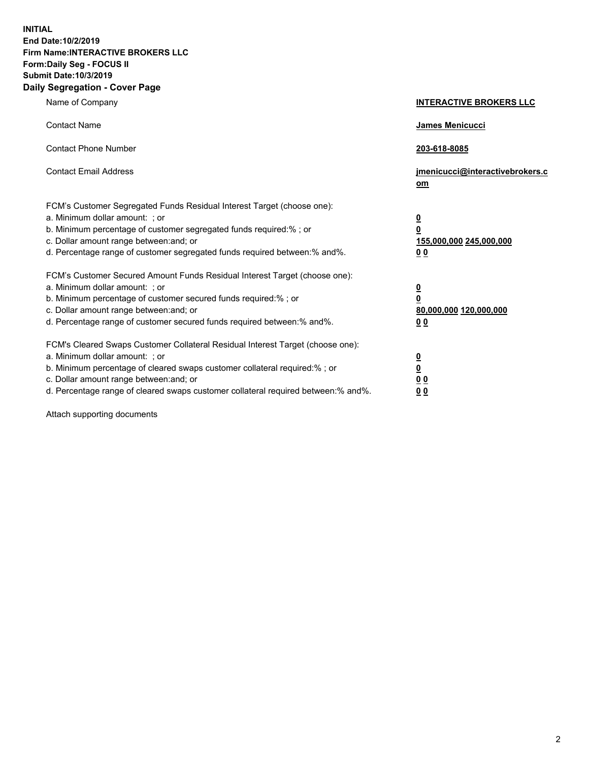**INITIAL**
**End Date:10/2/2019**
**Firm Name:INTERACTIVE BROKERS LLC**
**Form:Daily Seg - FOCUS II**
**Submit Date:10/3/2019**
**Daily Segregation - Cover Page**

| | |
|---|---|
| Name of Company | **INTERACTIVE BROKERS LLC** |
| Contact Name | **James Menicucci** |
| Contact Phone Number | **203-618-8085** |
| Contact Email Address | **jmenicucci@interactivebrokers.com** |

FCM's Customer Segregated Funds Residual Interest Target (choose one):

| | |
|---|---|
| a. Minimum dollar amount: ; or | **0** |
| b. Minimum percentage of customer segregated funds required:% ; or | **0** |
| c. Dollar amount range between:and; or | **155,000,000 245,000,000** |
| d. Percentage range of customer segregated funds required between:% and%. | **0 0** |

FCM's Customer Secured Amount Funds Residual Interest Target (choose one):

| | |
|---|---|
| a. Minimum dollar amount: ; or | **0** |
| b. Minimum percentage of customer secured funds required:% ; or | **0** |
| c. Dollar amount range between:and; or | **80,000,000 120,000,000** |
| d. Percentage range of customer secured funds required between:% and%. | **0 0** |

FCM's Cleared Swaps Customer Collateral Residual Interest Target (choose one):

| | |
|---|---|
| a. Minimum dollar amount: ; or | **0** |
| b. Minimum percentage of cleared swaps customer collateral required:% ; or | **0** |
| c. Dollar amount range between:and; or | **0 0** |
| d. Percentage range of cleared swaps customer collateral required between:% and%. | **0 0** |

Attach supporting documents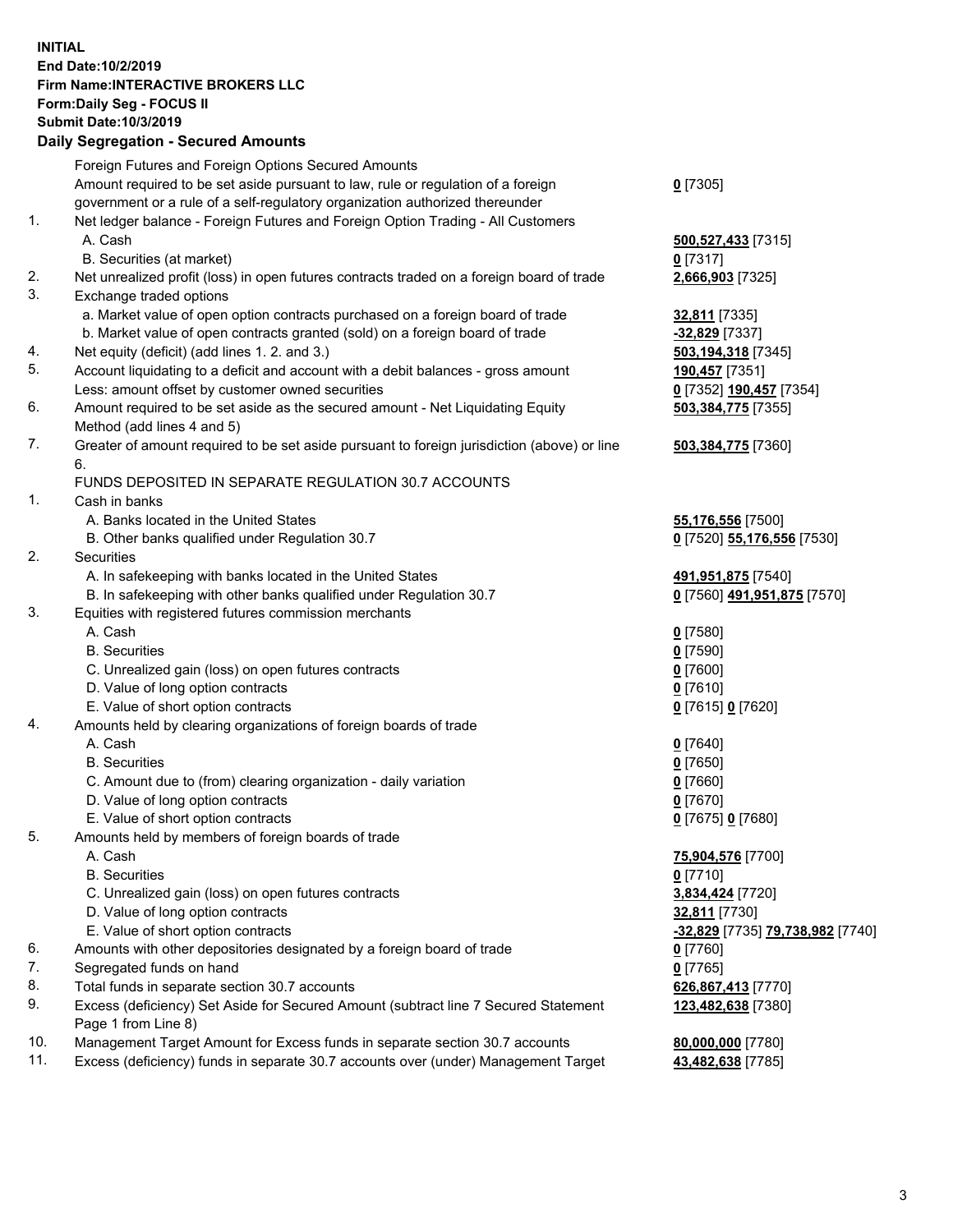**INITIAL**
**End Date:10/2/2019**
**Firm Name:INTERACTIVE BROKERS LLC**
**Form:Daily Seg - FOCUS II**
**Submit Date:10/3/2019**
**Daily Segregation - Secured Amounts**

| | | |
|---|---|---|
| | Foreign Futures and Foreign Options Secured Amounts | |
| | Amount required to be set aside pursuant to law, rule or regulation of a foreign government or a rule of a self-regulatory organization authorized thereunder | **0** [7305] |
| 1. | Net ledger balance - Foreign Futures and Foreign Option Trading - All Customers | |
| | A. Cash | **500,527,433** [7315] |
| | B. Securities (at market) | **0** [7317] |
| 2. | Net unrealized profit (loss) in open futures contracts traded on a foreign board of trade | **2,666,903** [7325] |
| 3. | Exchange traded options | |
| | a. Market value of open option contracts purchased on a foreign board of trade | **32,811** [7335] |
| | b. Market value of open contracts granted (sold) on a foreign board of trade | **-32,829** [7337] |
| 4. | Net equity (deficit) (add lines 1. 2. and 3.) | **503,194,318** [7345] |
| 5. | Account liquidating to a deficit and account with a debit balances - gross amount | **190,457** [7351] |
| | Less: amount offset by customer owned securities | **0** [7352] **190,457** [7354] |
| 6. | Amount required to be set aside as the secured amount - Net Liquidating Equity Method (add lines 4 and 5) | **503,384,775** [7355] |
| 7. | Greater of amount required to be set aside pursuant to foreign jurisdiction (above) or line 6. | **503,384,775** [7360] |
| | FUNDS DEPOSITED IN SEPARATE REGULATION 30.7 ACCOUNTS | |
| 1. | Cash in banks | |
| | A. Banks located in the United States | **55,176,556** [7500] |
| | B. Other banks qualified under Regulation 30.7 | **0** [7520] **55,176,556** [7530] |
| 2. | Securities | |
| | A. In safekeeping with banks located in the United States | **491,951,875** [7540] |
| | B. In safekeeping with other banks qualified under Regulation 30.7 | **0** [7560] **491,951,875** [7570] |
| 3. | Equities with registered futures commission merchants | |
| | A. Cash | **0** [7580] |
| | B. Securities | **0** [7590] |
| | C. Unrealized gain (loss) on open futures contracts | **0** [7600] |
| | D. Value of long option contracts | **0** [7610] |
| | E. Value of short option contracts | **0** [7615] **0** [7620] |
| 4. | Amounts held by clearing organizations of foreign boards of trade | |
| | A. Cash | **0** [7640] |
| | B. Securities | **0** [7650] |
| | C. Amount due to (from) clearing organization - daily variation | **0** [7660] |
| | D. Value of long option contracts | **0** [7670] |
| | E. Value of short option contracts | **0** [7675] **0** [7680] |
| 5. | Amounts held by members of foreign boards of trade | |
| | A. Cash | **75,904,576** [7700] |
| | B. Securities | **0** [7710] |
| | C. Unrealized gain (loss) on open futures contracts | **3,834,424** [7720] |
| | D. Value of long option contracts | **32,811** [7730] |
| | E. Value of short option contracts | **-32,829** [7735] **79,738,982** [7740] |
| 6. | Amounts with other depositories designated by a foreign board of trade | **0** [7760] |
| 7. | Segregated funds on hand | **0** [7765] |
| 8. | Total funds in separate section 30.7 accounts | **626,867,413** [7770] |
| 9. | Excess (deficiency) Set Aside for Secured Amount (subtract line 7 Secured Statement Page 1 from Line 8) | **123,482,638** [7380] |
| 10. | Management Target Amount for Excess funds in separate section 30.7 accounts | **80,000,000** [7780] |
| 11. | Excess (deficiency) funds in separate 30.7 accounts over (under) Management Target | **43,482,638** [7785] |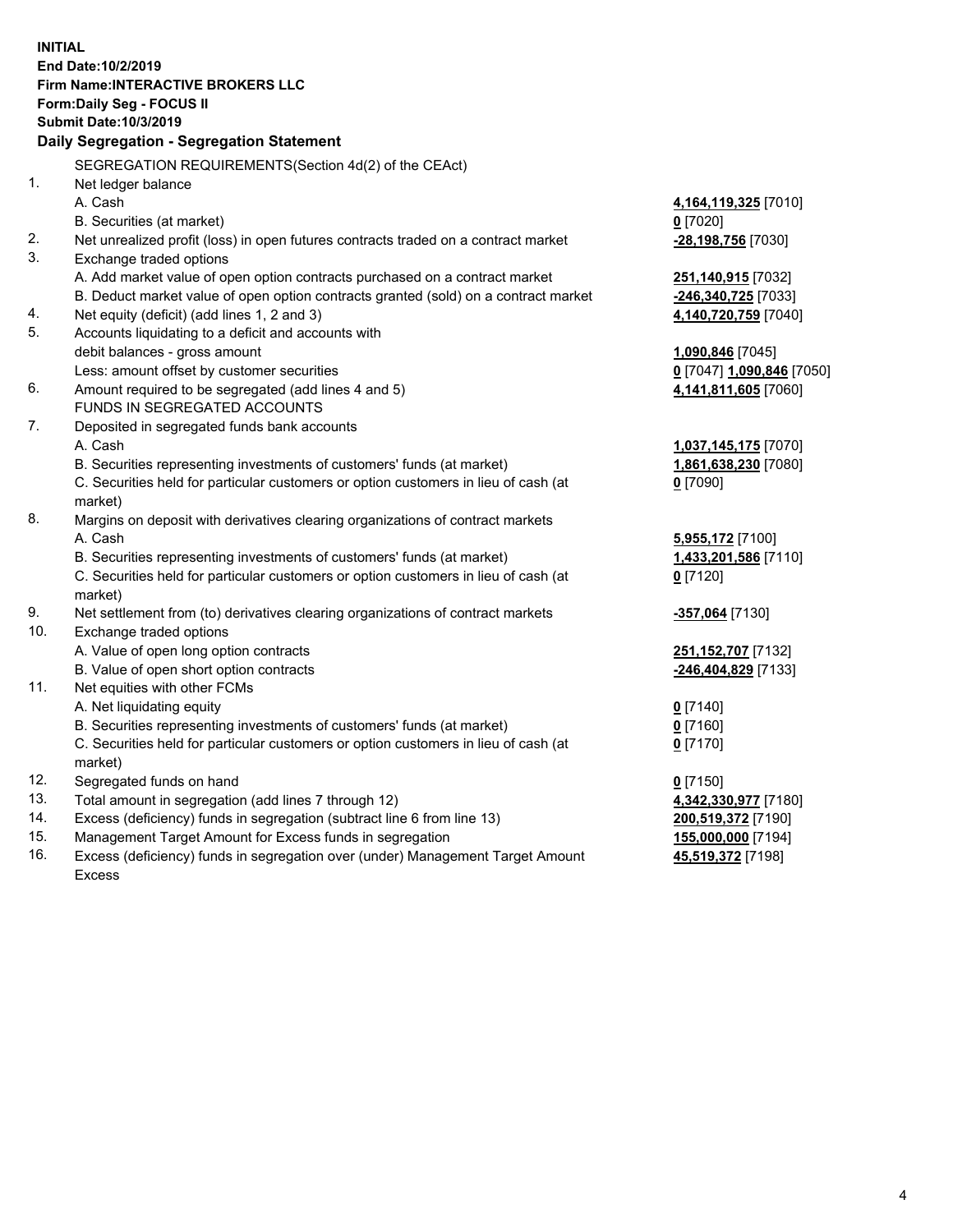**INITIAL**
**End Date:10/2/2019**
**Firm Name:INTERACTIVE BROKERS LLC**
**Form:Daily Seg - FOCUS II**
**Submit Date:10/3/2019**

## Daily Segregation - Segregation Statement

| | | |
|---|---|---|
| | SEGREGATION REQUIREMENTS(Section 4d(2) of the CEAct) | |
| 1. | Net ledger balance | |
| | A. Cash | **4,164,119,325** [7010] |
| | B. Securities (at market) | **0** [7020] |
| 2. | Net unrealized profit (loss) in open futures contracts traded on a contract market | **-28,198,756** [7030] |
| 3. | Exchange traded options | |
| | A. Add market value of open option contracts purchased on a contract market | **251,140,915** [7032] |
| | B. Deduct market value of open option contracts granted (sold) on a contract market | **-246,340,725** [7033] |
| 4. | Net equity (deficit) (add lines 1, 2 and 3) | **4,140,720,759** [7040] |
| 5. | Accounts liquidating to a deficit and accounts with | |
| | debit balances - gross amount | **1,090,846** [7045] |
| | Less: amount offset by customer securities | **0** [7047] **1,090,846** [7050] |
| 6. | Amount required to be segregated (add lines 4 and 5) | **4,141,811,605** [7060] |
| | FUNDS IN SEGREGATED ACCOUNTS | |
| 7. | Deposited in segregated funds bank accounts | |
| | A. Cash | **1,037,145,175** [7070] |
| | B. Securities representing investments of customers' funds (at market) | **1,861,638,230** [7080] |
| | C. Securities held for particular customers or option customers in lieu of cash (at market) | **0** [7090] |
| 8. | Margins on deposit with derivatives clearing organizations of contract markets | |
| | A. Cash | **5,955,172** [7100] |
| | B. Securities representing investments of customers' funds (at market) | **1,433,201,586** [7110] |
| | C. Securities held for particular customers or option customers in lieu of cash (at market) | **0** [7120] |
| 9. | Net settlement from (to) derivatives clearing organizations of contract markets | **-357,064** [7130] |
| 10. | Exchange traded options | |
| | A. Value of open long option contracts | **251,152,707** [7132] |
| | B. Value of open short option contracts | **-246,404,829** [7133] |
| 11. | Net equities with other FCMs | |
| | A. Net liquidating equity | **0** [7140] |
| | B. Securities representing investments of customers' funds (at market) | **0** [7160] |
| | C. Securities held for particular customers or option customers in lieu of cash (at market) | **0** [7170] |
| 12. | Segregated funds on hand | **0** [7150] |
| 13. | Total amount in segregation (add lines 7 through 12) | **4,342,330,977** [7180] |
| 14. | Excess (deficiency) funds in segregation (subtract line 6 from line 13) | **200,519,372** [7190] |
| 15. | Management Target Amount for Excess funds in segregation | **155,000,000** [7194] |
| 16. | Excess (deficiency) funds in segregation over (under) Management Target Amount Excess | **45,519,372** [7198] |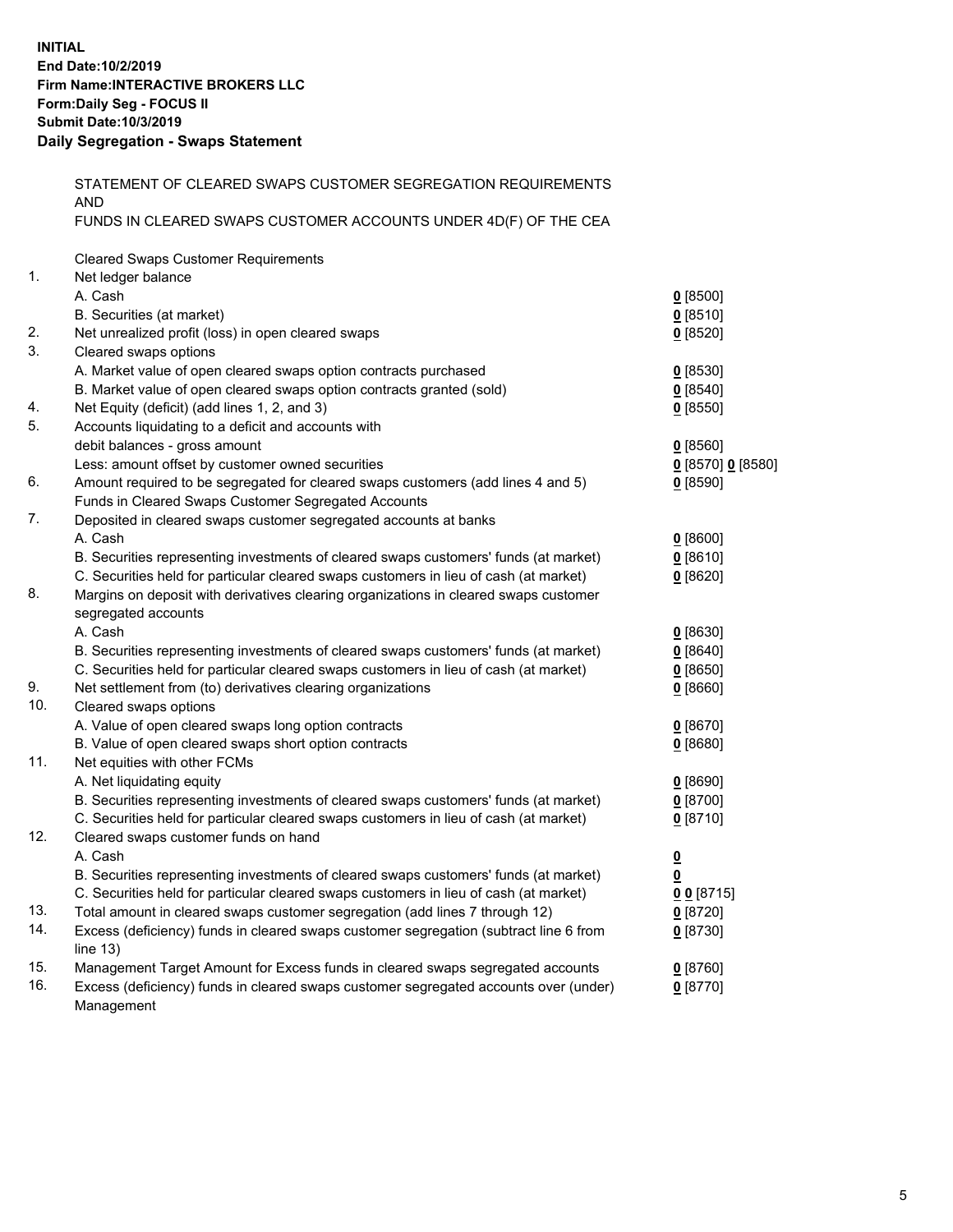**INITIAL**
**End Date:10/2/2019**
**Firm Name:INTERACTIVE BROKERS LLC**
**Form:Daily Seg - FOCUS II**
**Submit Date:10/3/2019**
**Daily Segregation - Swaps Statement**

STATEMENT OF CLEARED SWAPS CUSTOMER SEGREGATION REQUIREMENTS
AND
FUNDS IN CLEARED SWAPS CUSTOMER ACCOUNTS UNDER 4D(F) OF THE CEA

| | | |
|---|---|---|
| | Cleared Swaps Customer Requirements | |
| 1. | Net ledger balance | |
| | A. Cash | 0 [8500] |
| | B. Securities (at market) | 0 [8510] |
| 2. | Net unrealized profit (loss) in open cleared swaps | 0 [8520] |
| 3. | Cleared swaps options | |
| | A. Market value of open cleared swaps option contracts purchased | 0 [8530] |
| | B. Market value of open cleared swaps option contracts granted (sold) | 0 [8540] |
| 4. | Net Equity (deficit) (add lines 1, 2, and 3) | 0 [8550] |
| 5. | Accounts liquidating to a deficit and accounts with | |
| | debit balances - gross amount | 0 [8560] |
| | Less: amount offset by customer owned securities | 0 [8570] 0 [8580] |
| 6. | Amount required to be segregated for cleared swaps customers (add lines 4 and 5) | 0 [8590] |
| | Funds in Cleared Swaps Customer Segregated Accounts | |
| 7. | Deposited in cleared swaps customer segregated accounts at banks | |
| | A. Cash | 0 [8600] |
| | B. Securities representing investments of cleared swaps customers' funds (at market) | 0 [8610] |
| | C. Securities held for particular cleared swaps customers in lieu of cash (at market) | 0 [8620] |
| 8. | Margins on deposit with derivatives clearing organizations in cleared swaps customer segregated accounts | |
| | A. Cash | 0 [8630] |
| | B. Securities representing investments of cleared swaps customers' funds (at market) | 0 [8640] |
| | C. Securities held for particular cleared swaps customers in lieu of cash (at market) | 0 [8650] |
| 9. | Net settlement from (to) derivatives clearing organizations | 0 [8660] |
| 10. | Cleared swaps options | |
| | A. Value of open cleared swaps long option contracts | 0 [8670] |
| | B. Value of open cleared swaps short option contracts | 0 [8680] |
| 11. | Net equities with other FCMs | |
| | A. Net liquidating equity | 0 [8690] |
| | B. Securities representing investments of cleared swaps customers' funds (at market) | 0 [8700] |
| | C. Securities held for particular cleared swaps customers in lieu of cash (at market) | 0 [8710] |
| 12. | Cleared swaps customer funds on hand | |
| | A. Cash | 0 |
| | B. Securities representing investments of cleared swaps customers' funds (at market) | 0 |
| | C. Securities held for particular cleared swaps customers in lieu of cash (at market) | 0 0 [8715] |
| 13. | Total amount in cleared swaps customer segregation (add lines 7 through 12) | 0 [8720] |
| 14. | Excess (deficiency) funds in cleared swaps customer segregation (subtract line 6 from line 13) | 0 [8730] |
| 15. | Management Target Amount for Excess funds in cleared swaps segregated accounts | 0 [8760] |
| 16. | Excess (deficiency) funds in cleared swaps customer segregated accounts over (under) Management | 0 [8770] |